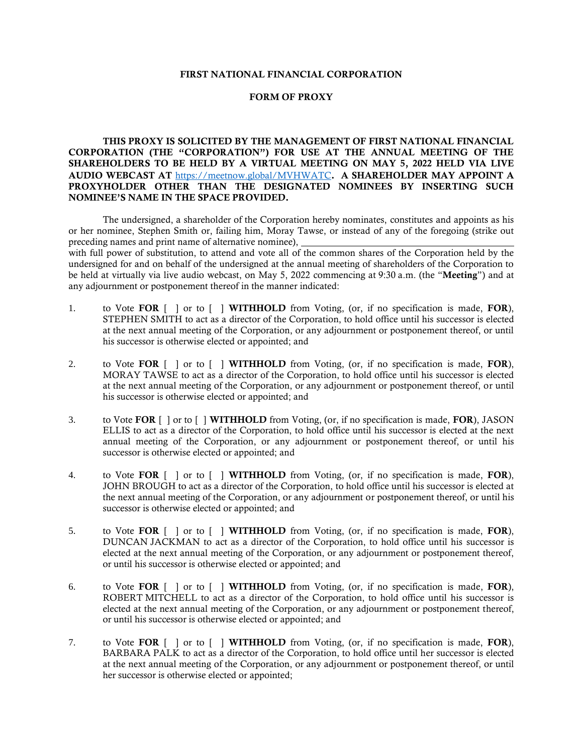**FIRST NATIONAL FINANCIAL CORPORATION**

**FORM OF PROXY**

**THIS PROXY IS SOLICITED BY THE MANAGEMENT OF FIRST NATIONAL FINANCIAL CORPORATION (THE "CORPORATION") FOR USE AT THE ANNUAL MEETING OF THE SHAREHOLDERS TO BE HELD BY A VIRTUAL MEETING ON MAY 5, 2022 HELD VIA LIVE AUDIO WEBCAST AT** https://meetnow.global/MVHWATC**. A SHAREHOLDER MAY APPOINT A PROXYHOLDER OTHER THAN THE DESIGNATED NOMINEES BY INSERTING SUCH NOMINEE'S NAME IN THE SPACE PROVIDED.**

The undersigned, a shareholder of the Corporation hereby nominates, constitutes and appoints as his or her nominee, Stephen Smith or, failing him, Moray Tawse, or instead of any of the foregoing (strike out preceding names and print name of alternative nominee), \_\_\_\_\_\_\_\_\_\_\_\_\_\_\_\_\_\_\_\_\_\_\_\_\_\_\_\_\_\_\_\_\_\_\_\_\_\_\_\_\_\_\_\_
with full power of substitution, to attend and vote all of the common shares of the Corporation held by the undersigned for and on behalf of the undersigned at the annual meeting of shareholders of the Corporation to be held at virtually via live audio webcast, on May 5, 2022 commencing at 9:30 a.m. (the "**Meeting**") and at any adjournment or postponement thereof in the manner indicated:

1. to Vote **FOR** [ ] or to [ ] **WITHHOLD** from Voting, (or, if no specification is made, **FOR**), STEPHEN SMITH to act as a director of the Corporation, to hold office until his successor is elected at the next annual meeting of the Corporation, or any adjournment or postponement thereof, or until his successor is otherwise elected or appointed; and

2. to Vote **FOR** [ ] or to [ ] **WITHHOLD** from Voting, (or, if no specification is made, **FOR**), MORAY TAWSE to act as a director of the Corporation, to hold office until his successor is elected at the next annual meeting of the Corporation, or any adjournment or postponement thereof, or until his successor is otherwise elected or appointed; and

3. to Vote **FOR** [ ] or to [ ] **WITHHOLD** from Voting, (or, if no specification is made, **FOR**), JASON ELLIS to act as a director of the Corporation, to hold office until his successor is elected at the next annual meeting of the Corporation, or any adjournment or postponement thereof, or until his successor is otherwise elected or appointed; and

4. to Vote **FOR** [ ] or to [ ] **WITHHOLD** from Voting, (or, if no specification is made, **FOR**), JOHN BROUGH to act as a director of the Corporation, to hold office until his successor is elected at the next annual meeting of the Corporation, or any adjournment or postponement thereof, or until his successor is otherwise elected or appointed; and

5. to Vote **FOR** [ ] or to [ ] **WITHHOLD** from Voting, (or, if no specification is made, **FOR**), DUNCAN JACKMAN to act as a director of the Corporation, to hold office until his successor is elected at the next annual meeting of the Corporation, or any adjournment or postponement thereof, or until his successor is otherwise elected or appointed; and

6. to Vote **FOR** [ ] or to [ ] **WITHHOLD** from Voting, (or, if no specification is made, **FOR**), ROBERT MITCHELL to act as a director of the Corporation, to hold office until his successor is elected at the next annual meeting of the Corporation, or any adjournment or postponement thereof, or until his successor is otherwise elected or appointed; and

7. to Vote **FOR** [ ] or to [ ] **WITHHOLD** from Voting, (or, if no specification is made, **FOR**), BARBARA PALK to act as a director of the Corporation, to hold office until her successor is elected at the next annual meeting of the Corporation, or any adjournment or postponement thereof, or until her successor is otherwise elected or appointed;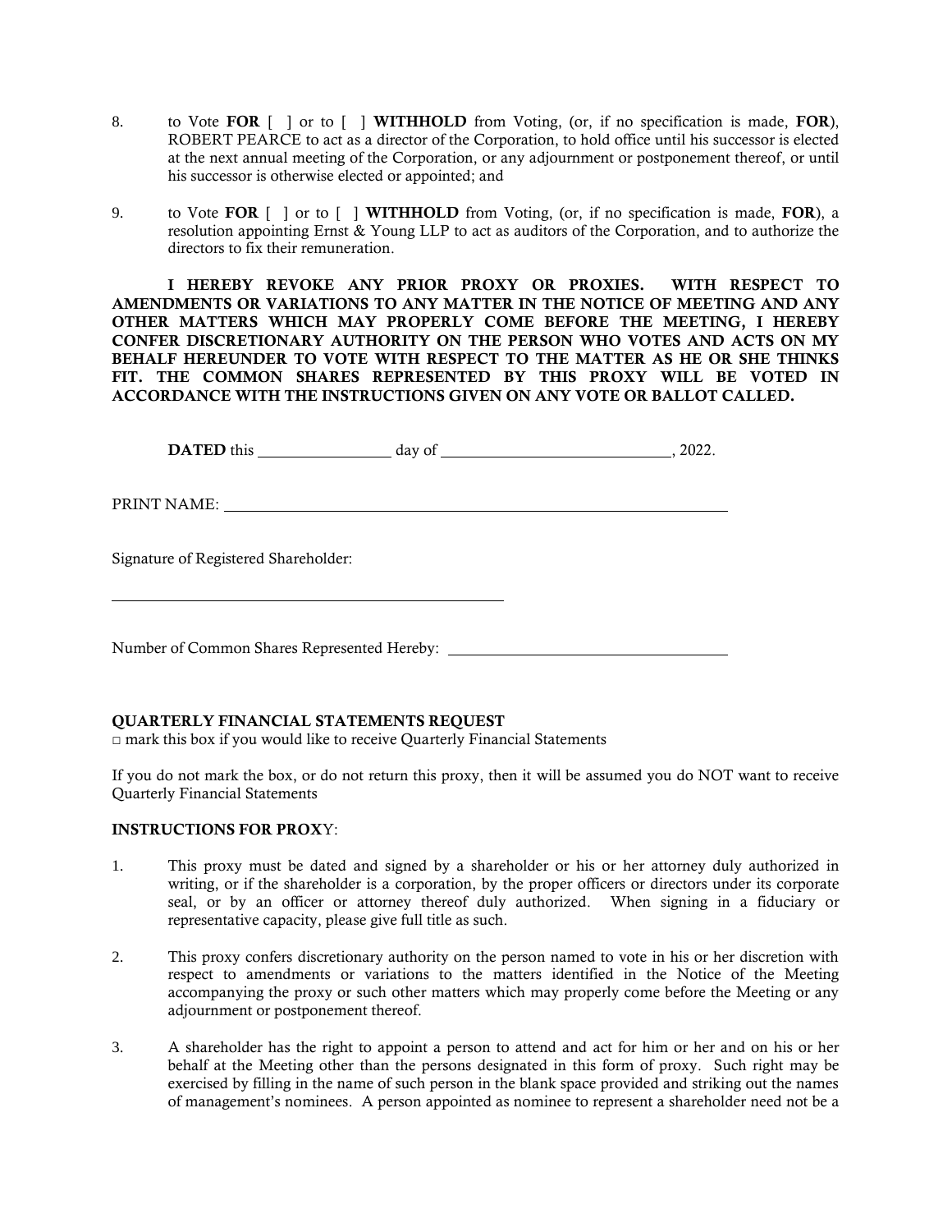8. to Vote **FOR** [ ] or to [ ] **WITHHOLD** from Voting, (or, if no specification is made, **FOR**), ROBERT PEARCE to act as a director of the Corporation, to hold office until his successor is elected at the next annual meeting of the Corporation, or any adjournment or postponement thereof, or until his successor is otherwise elected or appointed; and

9. to Vote **FOR** [ ] or to [ ] **WITHHOLD** from Voting, (or, if no specification is made, **FOR**), a resolution appointing Ernst & Young LLP to act as auditors of the Corporation, and to authorize the directors to fix their remuneration.

**I HEREBY REVOKE ANY PRIOR PROXY OR PROXIES. WITH RESPECT TO AMENDMENTS OR VARIATIONS TO ANY MATTER IN THE NOTICE OF MEETING AND ANY OTHER MATTERS WHICH MAY PROPERLY COME BEFORE THE MEETING, I HEREBY CONFER DISCRETIONARY AUTHORITY ON THE PERSON WHO VOTES AND ACTS ON MY BEHALF HEREUNDER TO VOTE WITH RESPECT TO THE MATTER AS HE OR SHE THINKS FIT. THE COMMON SHARES REPRESENTED BY THIS PROXY WILL BE VOTED IN ACCORDANCE WITH THE INSTRUCTIONS GIVEN ON ANY VOTE OR BALLOT CALLED.**

**DATED** this ________________ day of ____________________________, 2022.

PRINT NAME: ________________________________________________________________

Signature of Registered Shareholder:

__________________________________________________

Number of Common Shares Represented Hereby: ___________________________________

**QUARTERLY FINANCIAL STATEMENTS REQUEST**
□ mark this box if you would like to receive Quarterly Financial Statements

If you do not mark the box, or do not return this proxy, then it will be assumed you do NOT want to receive Quarterly Financial Statements

**INSTRUCTIONS FOR PROXY**:

1. This proxy must be dated and signed by a shareholder or his or her attorney duly authorized in writing, or if the shareholder is a corporation, by the proper officers or directors under its corporate seal, or by an officer or attorney thereof duly authorized. When signing in a fiduciary or representative capacity, please give full title as such.

2. This proxy confers discretionary authority on the person named to vote in his or her discretion with respect to amendments or variations to the matters identified in the Notice of the Meeting accompanying the proxy or such other matters which may properly come before the Meeting or any adjournment or postponement thereof.

3. A shareholder has the right to appoint a person to attend and act for him or her and on his or her behalf at the Meeting other than the persons designated in this form of proxy. Such right may be exercised by filling in the name of such person in the blank space provided and striking out the names of management's nominees. A person appointed as nominee to represent a shareholder need not be a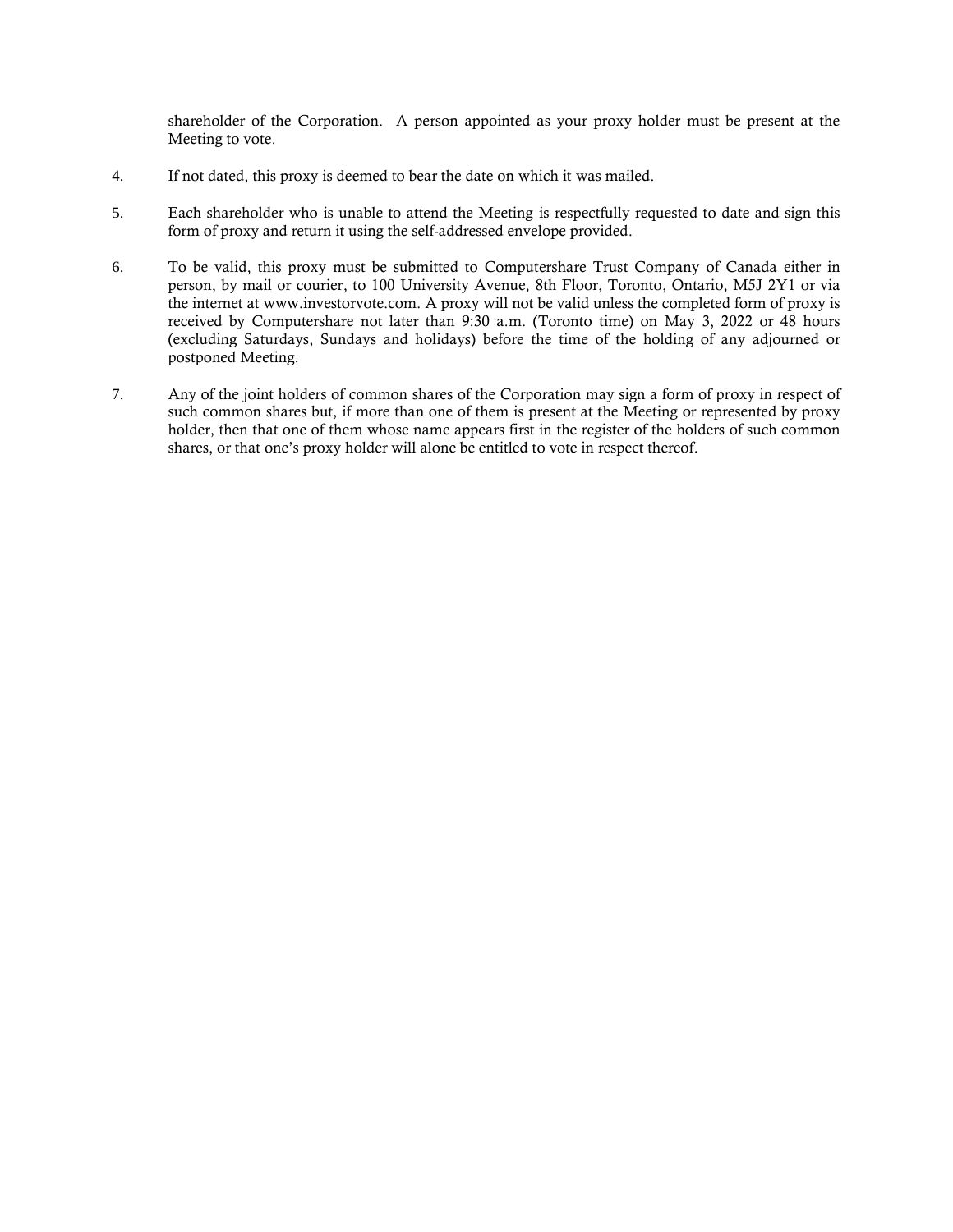shareholder of the Corporation. A person appointed as your proxy holder must be present at the Meeting to vote.

4. If not dated, this proxy is deemed to bear the date on which it was mailed.

5. Each shareholder who is unable to attend the Meeting is respectfully requested to date and sign this form of proxy and return it using the self-addressed envelope provided.

6. To be valid, this proxy must be submitted to Computershare Trust Company of Canada either in person, by mail or courier, to 100 University Avenue, 8th Floor, Toronto, Ontario, M5J 2Y1 or via the internet at www.investorvote.com. A proxy will not be valid unless the completed form of proxy is received by Computershare not later than 9:30 a.m. (Toronto time) on May 3, 2022 or 48 hours (excluding Saturdays, Sundays and holidays) before the time of the holding of any adjourned or postponed Meeting.

7. Any of the joint holders of common shares of the Corporation may sign a form of proxy in respect of such common shares but, if more than one of them is present at the Meeting or represented by proxy holder, then that one of them whose name appears first in the register of the holders of such common shares, or that one's proxy holder will alone be entitled to vote in respect thereof.